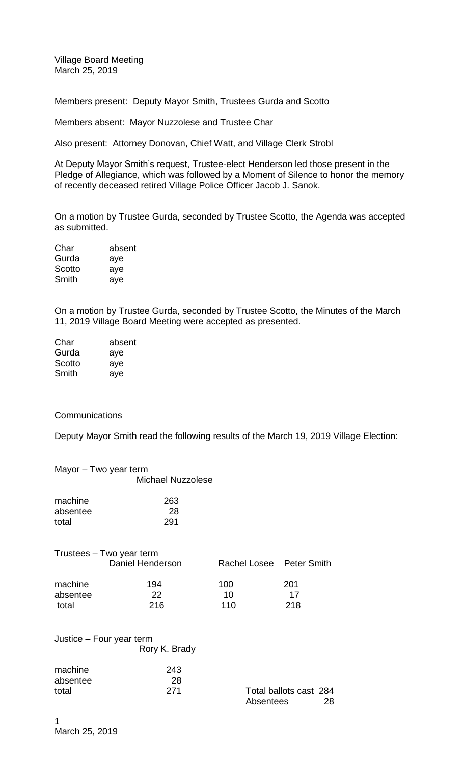Village Board Meeting
March 25, 2019

Members present: Deputy Mayor Smith, Trustees Gurda and Scotto

Members absent: Mayor Nuzzolese and Trustee Char

Also present: Attorney Donovan, Chief Watt, and Village Clerk Strobl

At Deputy Mayor Smith's request, Trustee-elect Henderson led those present in the Pledge of Allegiance, which was followed by a Moment of Silence to honor the memory of recently deceased retired Village Police Officer Jacob J. Sanok.

On a motion by Trustee Gurda, seconded by Trustee Scotto, the Agenda was accepted as submitted.

| | |
|---|---|
| Char | absent |
| Gurda | aye |
| Scotto | aye |
| Smith | aye |

On a motion by Trustee Gurda, seconded by Trustee Scotto, the Minutes of the March 11, 2019 Village Board Meeting were accepted as presented.

| | |
|---|---|
| Char | absent |
| Gurda | aye |
| Scotto | aye |
| Smith | aye |

Communications

Deputy Mayor Smith read the following results of the March 19, 2019 Village Election:

Mayor – Two year term

| | Michael Nuzzolese |
|---|---|
| machine | 263 |
| absentee | 28 |
| total | 291 |

Trustees – Two year term

| | Daniel Henderson | Rachel Losee | Peter Smith |
|---|---|---|---|
| machine | 194 | 100 | 201 |
| absentee | 22 | 10 | 17 |
| total | 216 | 110 | 218 |

Justice – Four year term

| | Rory K. Brady |
|---|---|
| machine | 243 |
| absentee | 28 |
| total | 271 |

Total ballots cast 284
Absentees 28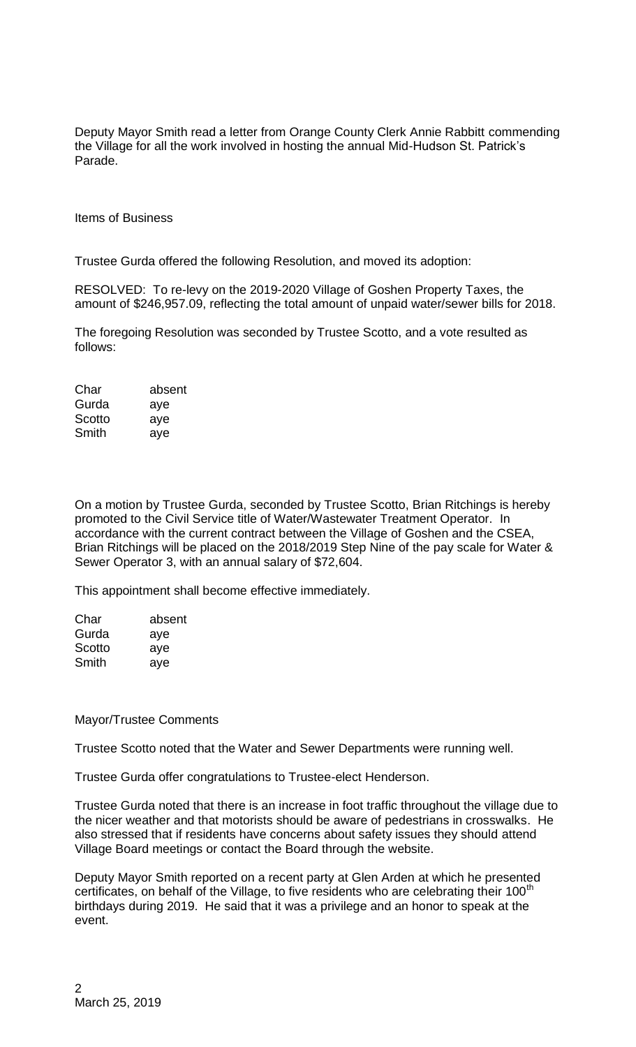Deputy Mayor Smith read a letter from Orange County Clerk Annie Rabbitt commending the Village for all the work involved in hosting the annual Mid-Hudson St. Patrick's Parade.

Items of Business

Trustee Gurda offered the following Resolution, and moved its adoption:

RESOLVED: To re-levy on the 2019-2020 Village of Goshen Property Taxes, the amount of $246,957.09, reflecting the total amount of unpaid water/sewer bills for 2018.

The foregoing Resolution was seconded by Trustee Scotto, and a vote resulted as follows:

| | |
|---|---|
| Char | absent |
| Gurda | aye |
| Scotto | aye |
| Smith | aye |

On a motion by Trustee Gurda, seconded by Trustee Scotto, Brian Ritchings is hereby promoted to the Civil Service title of Water/Wastewater Treatment Operator. In accordance with the current contract between the Village of Goshen and the CSEA, Brian Ritchings will be placed on the 2018/2019 Step Nine of the pay scale for Water & Sewer Operator 3, with an annual salary of $72,604.

This appointment shall become effective immediately.

| | |
|---|---|
| Char | absent |
| Gurda | aye |
| Scotto | aye |
| Smith | aye |

Mayor/Trustee Comments

Trustee Scotto noted that the Water and Sewer Departments were running well.

Trustee Gurda offer congratulations to Trustee-elect Henderson.

Trustee Gurda noted that there is an increase in foot traffic throughout the village due to the nicer weather and that motorists should be aware of pedestrians in crosswalks. He also stressed that if residents have concerns about safety issues they should attend Village Board meetings or contact the Board through the website.

Deputy Mayor Smith reported on a recent party at Glen Arden at which he presented certificates, on behalf of the Village, to five residents who are celebrating their 100th birthdays during 2019. He said that it was a privilege and an honor to speak at the event.

March 25, 2019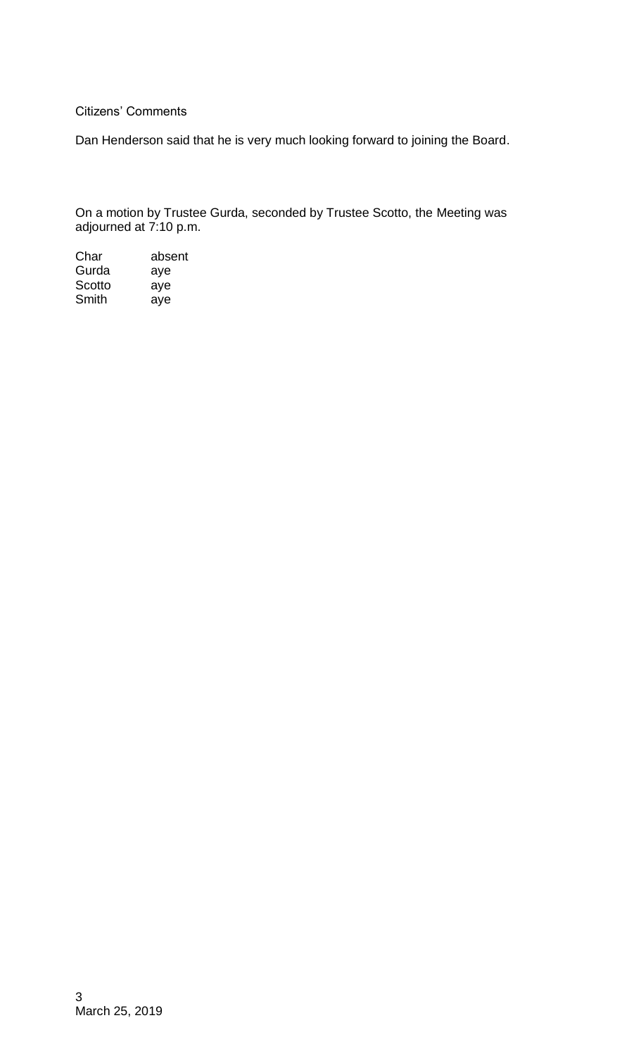Citizens' Comments

Dan Henderson said that he is very much looking forward to joining the Board.

On a motion by Trustee Gurda, seconded by Trustee Scotto, the Meeting was adjourned at 7:10 p.m.

| | |
|---|---|
| Char | absent |
| Gurda | aye |
| Scotto | aye |
| Smith | aye |